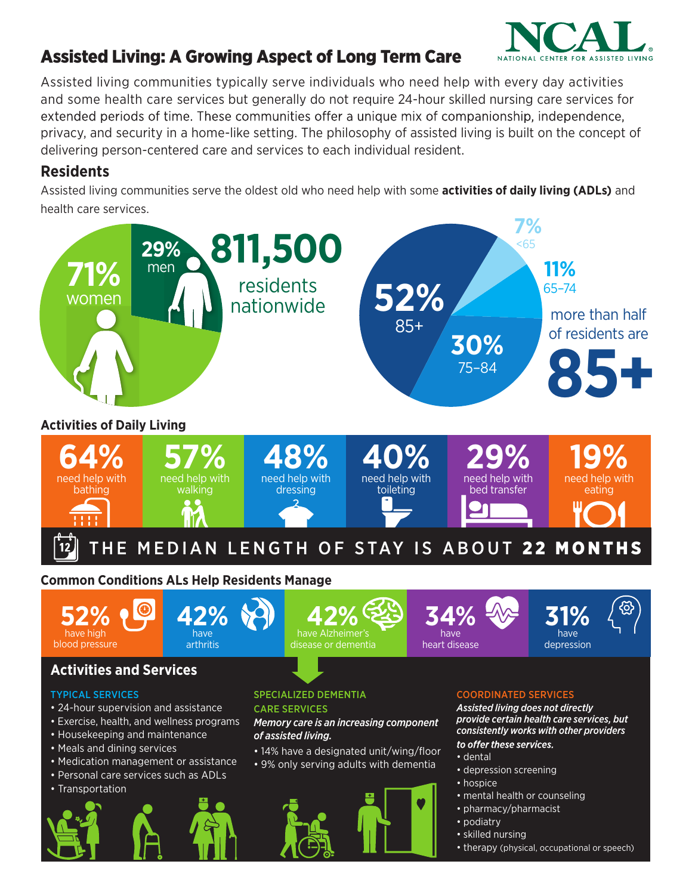# Assisted Living: A Growing Aspect of Long Term Care

NCAL
NATIONAL CENTER FOR ASSISTED LIVING

Assisted living communities typically serve individuals who need help with every day activities and some health care services but generally do not require 24-hour skilled nursing care services for extended periods of time. These communities offer a unique mix of companionship, independence, privacy, and security in a home-like setting. The philosophy of assisted living is built on the concept of delivering person-centered care and services to each individual resident.

## Residents

Assisted living communities serve the oldest old who need help with some **activities of daily living (ADLs)** and health care services.

**811,500** residents nationwide

- 71% women
- 29% men

- 52% 85+
- 30% 75–84
- 11% 65–74
- 7% <65

more than half of residents are **85+**

## Activities of Daily Living

- **64%** need help with bathing
- **57%** need help with walking
- **48%** need help with dressing
- **40%** need help with toileting
- **29%** need help with bed transfer
- **19%** need help with eating

THE MEDIAN LENGTH OF STAY IS ABOUT **22 MONTHS**

## Common Conditions ALs Help Residents Manage

- **52%** have high blood pressure
- **42%** have arthritis
- **42%** have Alzheimer's disease or dementia
- **34%** have heart disease
- **31%** have depression

## Activities and Services

### TYPICAL SERVICES

- 24-hour supervision and assistance
- Exercise, health, and wellness programs
- Housekeeping and maintenance
- Meals and dining services
- Medication management or assistance
- Personal care services such as ADLs
- Transportation

### SPECIALIZED DEMENTIA CARE SERVICES

***Memory care is an increasing component of assisted living.***

- 14% have a designated unit/wing/floor
- 9% only serving adults with dementia

### COORDINATED SERVICES

***Assisted living does not directly provide certain health care services, but consistently works with other providers to offer these services.***

- dental
- depression screening
- hospice
- mental health or counseling
- pharmacy/pharmacist
- podiatry
- skilled nursing
- therapy (physical, occupational or speech)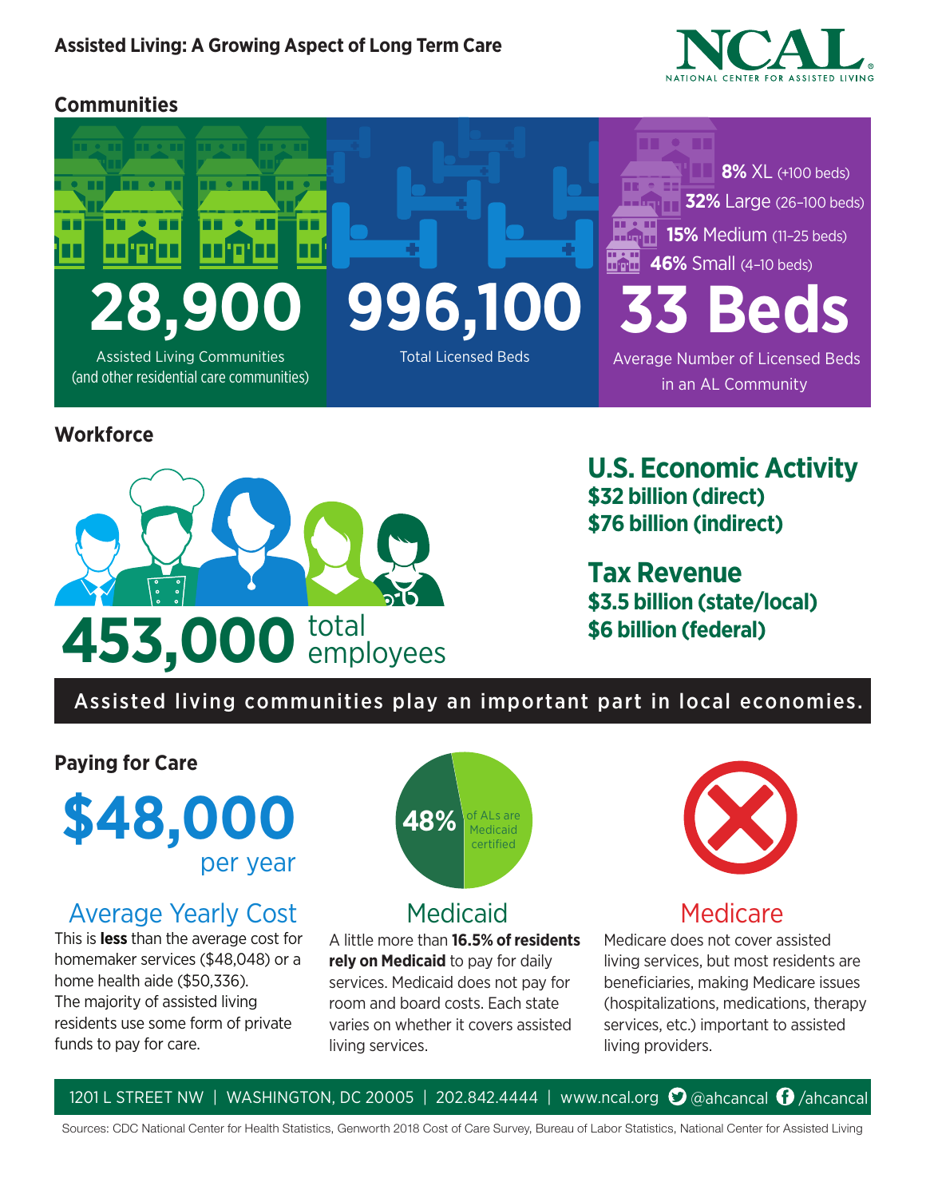# Assisted Living: A Growing Aspect of Long Term Care

NCAL
NATIONAL CENTER FOR ASSISTED LIVING

## Communities

**28,900**
Assisted Living Communities
(and other residential care communities)

**996,100**
Total Licensed Beds

**8%** XL (+100 beds)
**32%** Large (26–100 beds)
**15%** Medium (11–25 beds)
**46%** Small (4–10 beds)

**33 Beds**
Average Number of Licensed Beds in an AL Community

## Workforce

**453,000** total employees

### U.S. Economic Activity

**$32 billion (direct)**
**$76 billion (indirect)**

### Tax Revenue

**$3.5 billion (state/local)**
**$6 billion (federal)**

**Assisted living communities play an important part in local economies.**

## Paying for Care

**$48,000**
per year

### Average Yearly Cost

This is **less** than the average cost for homemaker services ($48,048) or a home health aide ($50,336). The majority of assisted living residents use some form of private funds to pay for care.

48% of ALs are Medicaid certified

### Medicaid

A little more than **16.5% of residents rely on Medicaid** to pay for daily services. Medicaid does not pay for room and board costs. Each state varies on whether it covers assisted living services.

### Medicare

Medicare does not cover assisted living services, but most residents are beneficiaries, making Medicare issues (hospitalizations, medications, therapy services, etc.) important to assisted living providers.

1201 L STREET NW | WASHINGTON, DC 20005 | 202.842.4444 | www.ncal.org @ahcancal /ahcancal

Sources: CDC National Center for Health Statistics, Genworth 2018 Cost of Care Survey, Bureau of Labor Statistics, National Center for Assisted Living